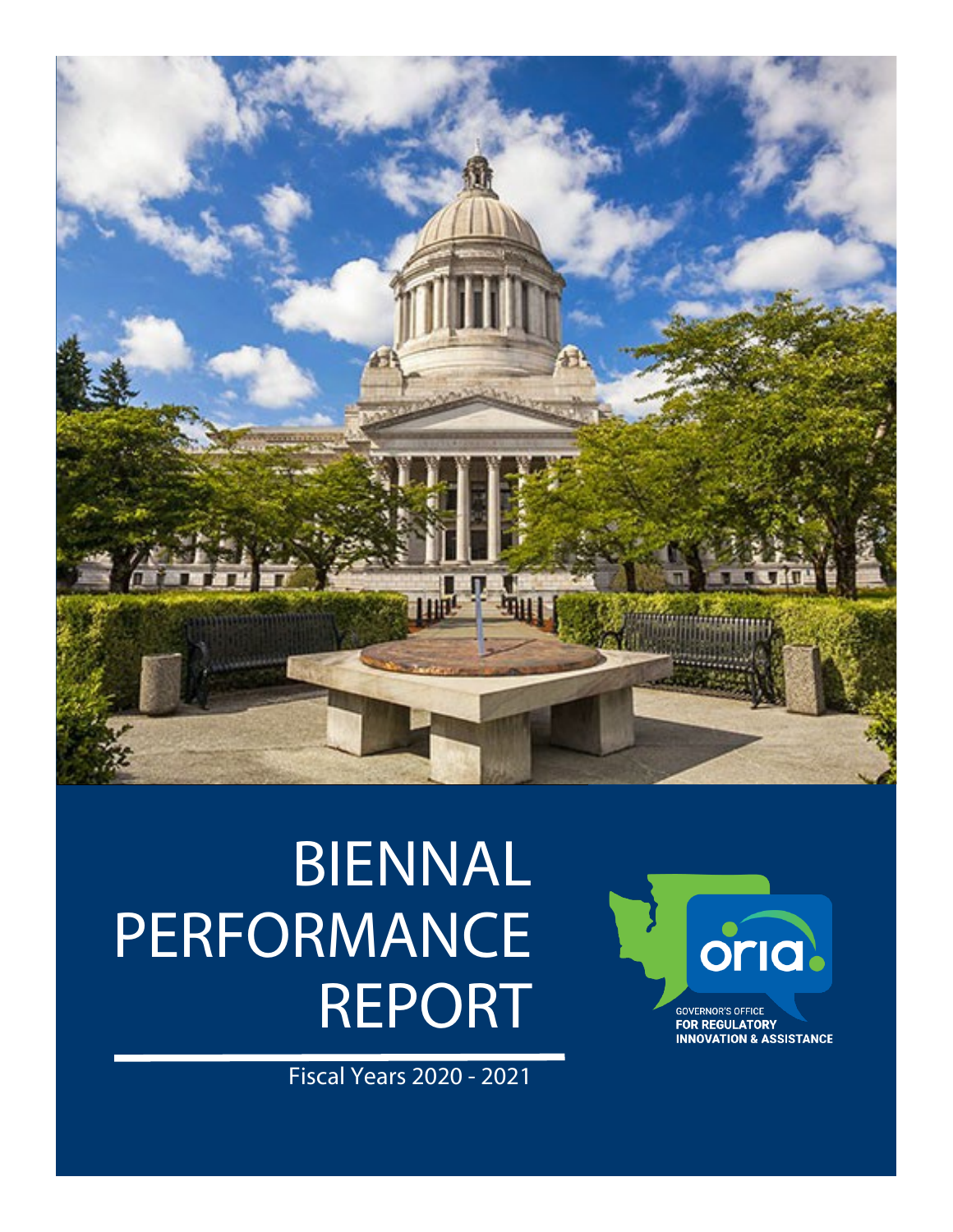# BIENNAL PERFORMANCE REPORT

Fiscal Years 2020 - 2021

oria

GOVERNOR'S OFFICE
**FOR REGULATORY INNOVATION & ASSISTANCE**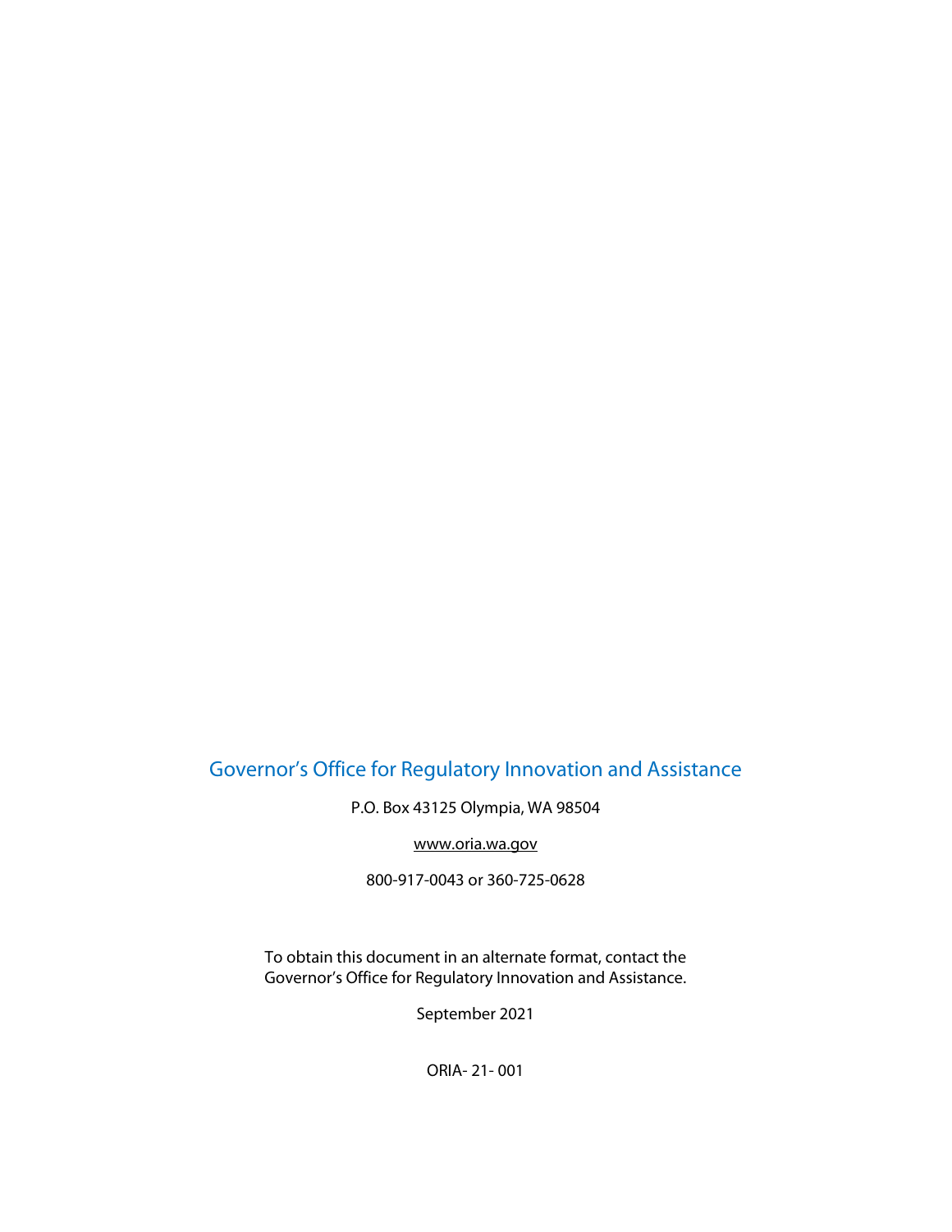Governor's Office for Regulatory Innovation and Assistance

P.O. Box 43125 Olympia, WA 98504

www.oria.wa.gov

800-917-0043 or 360-725-0628

To obtain this document in an alternate format, contact the Governor's Office for Regulatory Innovation and Assistance.

September 2021

ORIA- 21- 001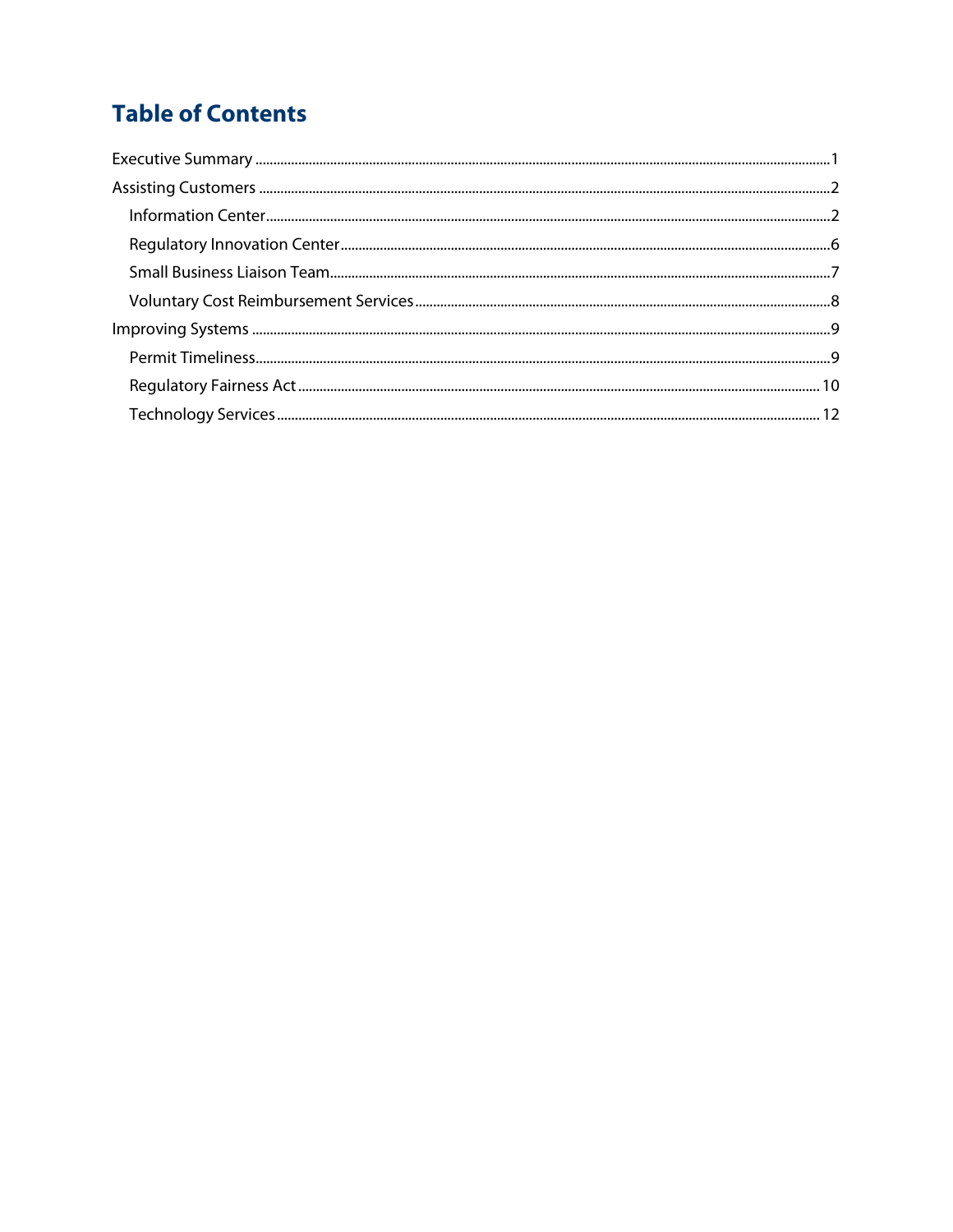# Table of Contents

Executive Summary ... 1

Assisting Customers ... 2

- Information Center ... 2
- Regulatory Innovation Center ... 6
- Small Business Liaison Team ... 7
- Voluntary Cost Reimbursement Services ... 8

Improving Systems ... 9

- Permit Timeliness ... 9
- Regulatory Fairness Act ... 10
- Technology Services ... 12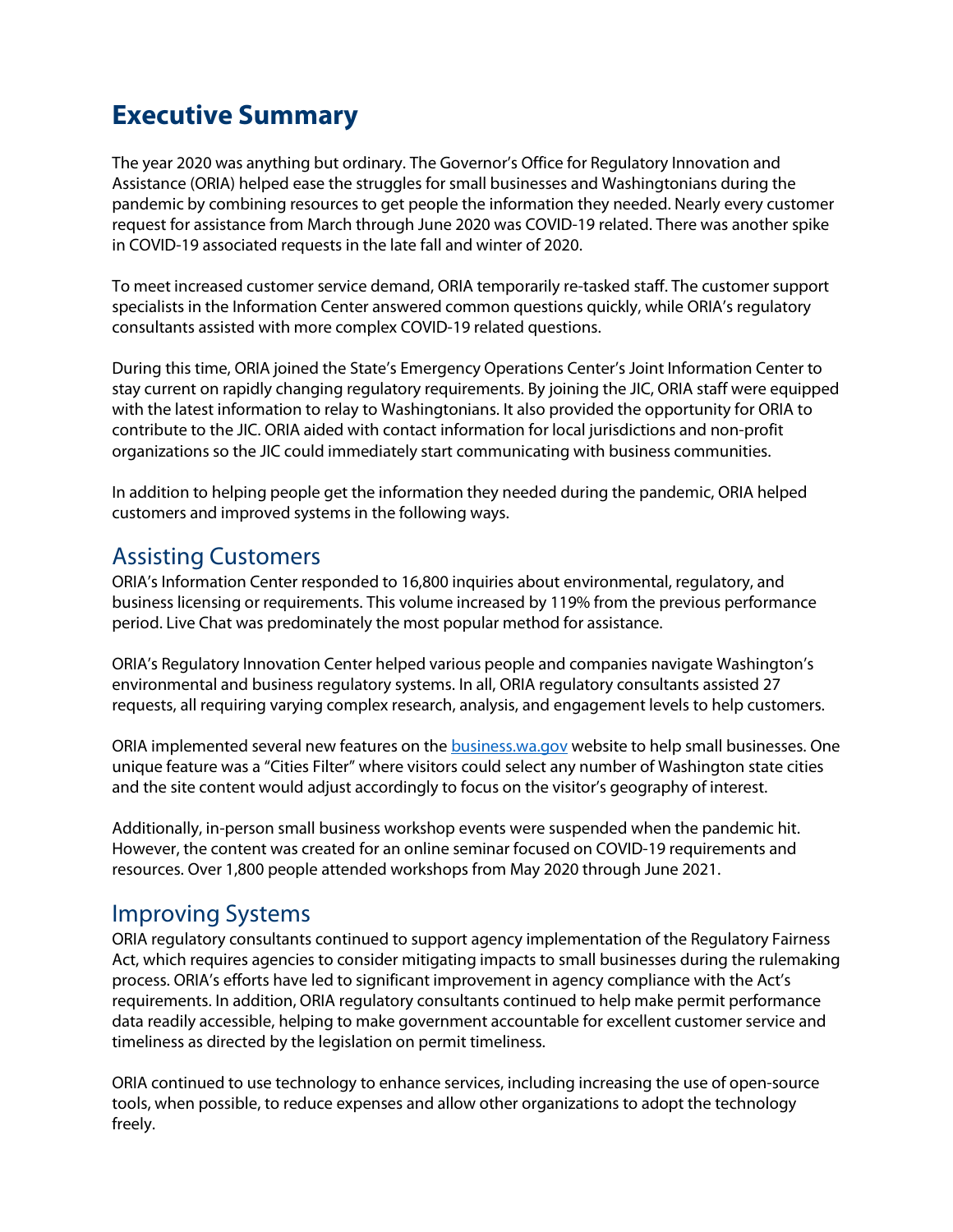# Executive Summary

The year 2020 was anything but ordinary. The Governor's Office for Regulatory Innovation and Assistance (ORIA) helped ease the struggles for small businesses and Washingtonians during the pandemic by combining resources to get people the information they needed. Nearly every customer request for assistance from March through June 2020 was COVID-19 related. There was another spike in COVID-19 associated requests in the late fall and winter of 2020.

To meet increased customer service demand, ORIA temporarily re-tasked staff. The customer support specialists in the Information Center answered common questions quickly, while ORIA's regulatory consultants assisted with more complex COVID-19 related questions.

During this time, ORIA joined the State's Emergency Operations Center's Joint Information Center to stay current on rapidly changing regulatory requirements. By joining the JIC, ORIA staff were equipped with the latest information to relay to Washingtonians. It also provided the opportunity for ORIA to contribute to the JIC. ORIA aided with contact information for local jurisdictions and non-profit organizations so the JIC could immediately start communicating with business communities.

In addition to helping people get the information they needed during the pandemic, ORIA helped customers and improved systems in the following ways.

## Assisting Customers

ORIA's Information Center responded to 16,800 inquiries about environmental, regulatory, and business licensing or requirements. This volume increased by 119% from the previous performance period. Live Chat was predominately the most popular method for assistance.

ORIA's Regulatory Innovation Center helped various people and companies navigate Washington's environmental and business regulatory systems. In all, ORIA regulatory consultants assisted 27 requests, all requiring varying complex research, analysis, and engagement levels to help customers.

ORIA implemented several new features on the [business.wa.gov](business.wa.gov) website to help small businesses. One unique feature was a "Cities Filter" where visitors could select any number of Washington state cities and the site content would adjust accordingly to focus on the visitor's geography of interest.

Additionally, in-person small business workshop events were suspended when the pandemic hit. However, the content was created for an online seminar focused on COVID-19 requirements and resources. Over 1,800 people attended workshops from May 2020 through June 2021.

## Improving Systems

ORIA regulatory consultants continued to support agency implementation of the Regulatory Fairness Act, which requires agencies to consider mitigating impacts to small businesses during the rulemaking process. ORIA's efforts have led to significant improvement in agency compliance with the Act's requirements. In addition, ORIA regulatory consultants continued to help make permit performance data readily accessible, helping to make government accountable for excellent customer service and timeliness as directed by the legislation on permit timeliness.

ORIA continued to use technology to enhance services, including increasing the use of open-source tools, when possible, to reduce expenses and allow other organizations to adopt the technology freely.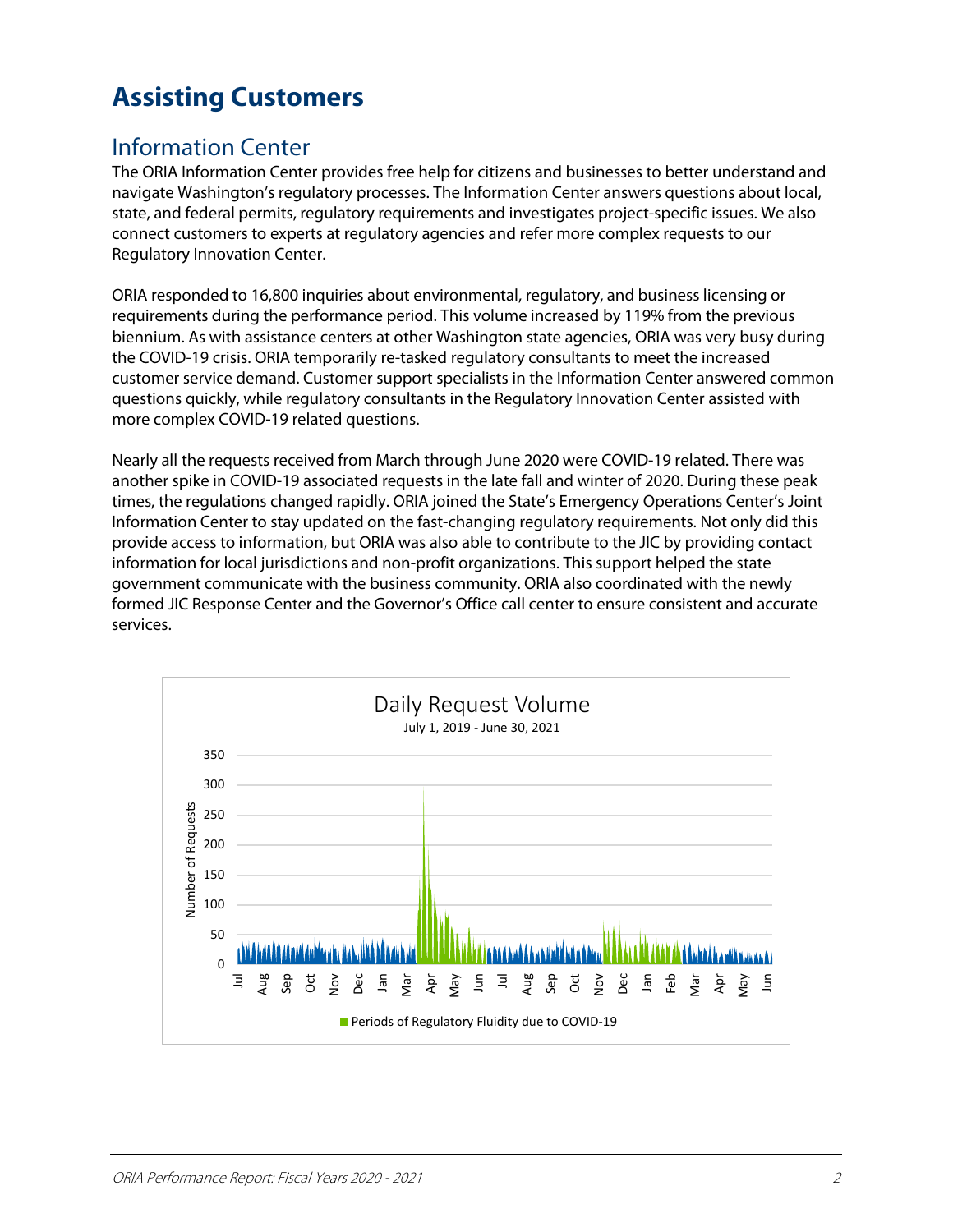# Assisting Customers

## Information Center

The ORIA Information Center provides free help for citizens and businesses to better understand and navigate Washington's regulatory processes. The Information Center answers questions about local, state, and federal permits, regulatory requirements and investigates project-specific issues. We also connect customers to experts at regulatory agencies and refer more complex requests to our Regulatory Innovation Center.

ORIA responded to 16,800 inquiries about environmental, regulatory, and business licensing or requirements during the performance period. This volume increased by 119% from the previous biennium. As with assistance centers at other Washington state agencies, ORIA was very busy during the COVID-19 crisis. ORIA temporarily re-tasked regulatory consultants to meet the increased customer service demand. Customer support specialists in the Information Center answered common questions quickly, while regulatory consultants in the Regulatory Innovation Center assisted with more complex COVID-19 related questions.

Nearly all the requests received from March through June 2020 were COVID-19 related. There was another spike in COVID-19 associated requests in the late fall and winter of 2020. During these peak times, the regulations changed rapidly. ORIA joined the State's Emergency Operations Center's Joint Information Center to stay updated on the fast-changing regulatory requirements. Not only did this provide access to information, but ORIA was also able to contribute to the JIC by providing contact information for local jurisdictions and non-profit organizations. This support helped the state government communicate with the business community. ORIA also coordinated with the newly formed JIC Response Center and the Governor's Office call center to ensure consistent and accurate services.

Daily Request Volume

July 1, 2019 - June 30, 2021

Periods of Regulatory Fluidity due to COVID-19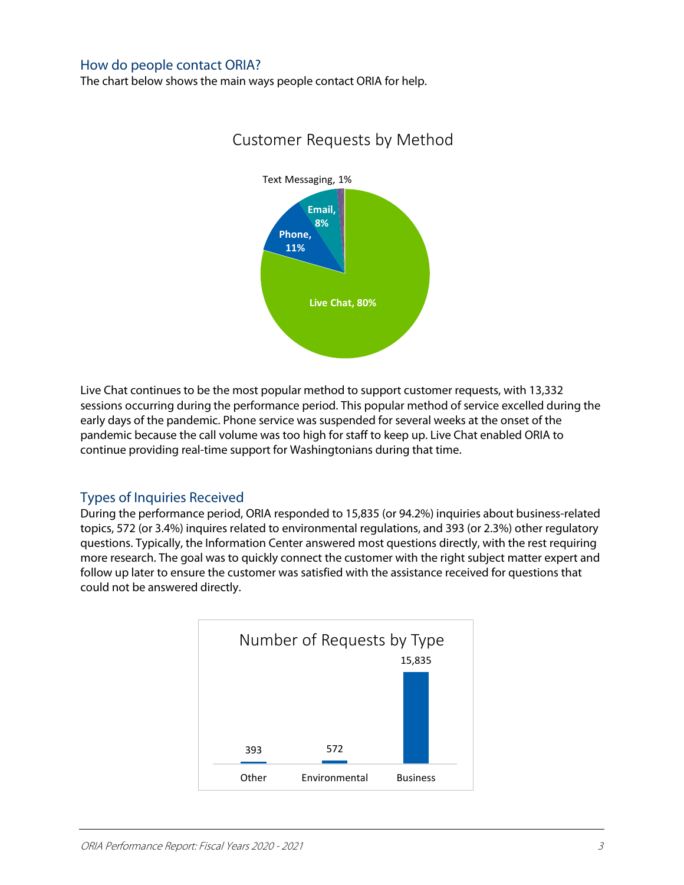## How do people contact ORIA?

The chart below shows the main ways people contact ORIA for help.

Customer Requests by Method

| Method | Percentage |
|---|---|
| Live Chat | 80% |
| Phone | 11% |
| Email | 8% |
| Text Messaging | 1% |

Live Chat continues to be the most popular method to support customer requests, with 13,332 sessions occurring during the performance period. This popular method of service excelled during the early days of the pandemic. Phone service was suspended for several weeks at the onset of the pandemic because the call volume was too high for staff to keep up. Live Chat enabled ORIA to continue providing real-time support for Washingtonians during that time.

## Types of Inquiries Received

During the performance period, ORIA responded to 15,835 (or 94.2%) inquiries about business-related topics, 572 (or 3.4%) inquires related to environmental regulations, and 393 (or 2.3%) other regulatory questions. Typically, the Information Center answered most questions directly, with the rest requiring more research. The goal was to quickly connect the customer with the right subject matter expert and follow up later to ensure the customer was satisfied with the assistance received for questions that could not be answered directly.

Number of Requests by Type

| Type | Number |
|---|---|
| Other | 393 |
| Environmental | 572 |
| Business | 15,835 |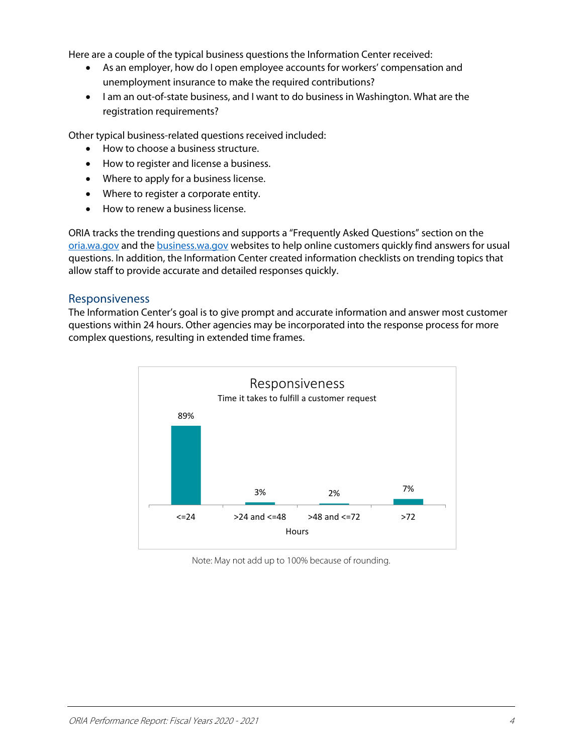Here are a couple of the typical business questions the Information Center received:

- As an employer, how do I open employee accounts for workers' compensation and unemployment insurance to make the required contributions?
- I am an out-of-state business, and I want to do business in Washington. What are the registration requirements?

Other typical business-related questions received included:

- How to choose a business structure.
- How to register and license a business.
- Where to apply for a business license.
- Where to register a corporate entity.
- How to renew a business license.

ORIA tracks the trending questions and supports a "Frequently Asked Questions" section on the [oria.wa.gov](oria.wa.gov) and the [business.wa.gov](business.wa.gov) websites to help online customers quickly find answers for usual questions. In addition, the Information Center created information checklists on trending topics that allow staff to provide accurate and detailed responses quickly.

## Responsiveness

The Information Center's goal is to give prompt and accurate information and answer most customer questions within 24 hours. Other agencies may be incorporated into the response process for more complex questions, resulting in extended time frames.

**Responsiveness**
Time it takes to fulfill a customer request

| Hours | Percent |
|---|---|
| <=24 | 89% |
| >24 and <=48 | 3% |
| >48 and <=72 | 2% |
| >72 | 7% |

Note: May not add up to 100% because of rounding.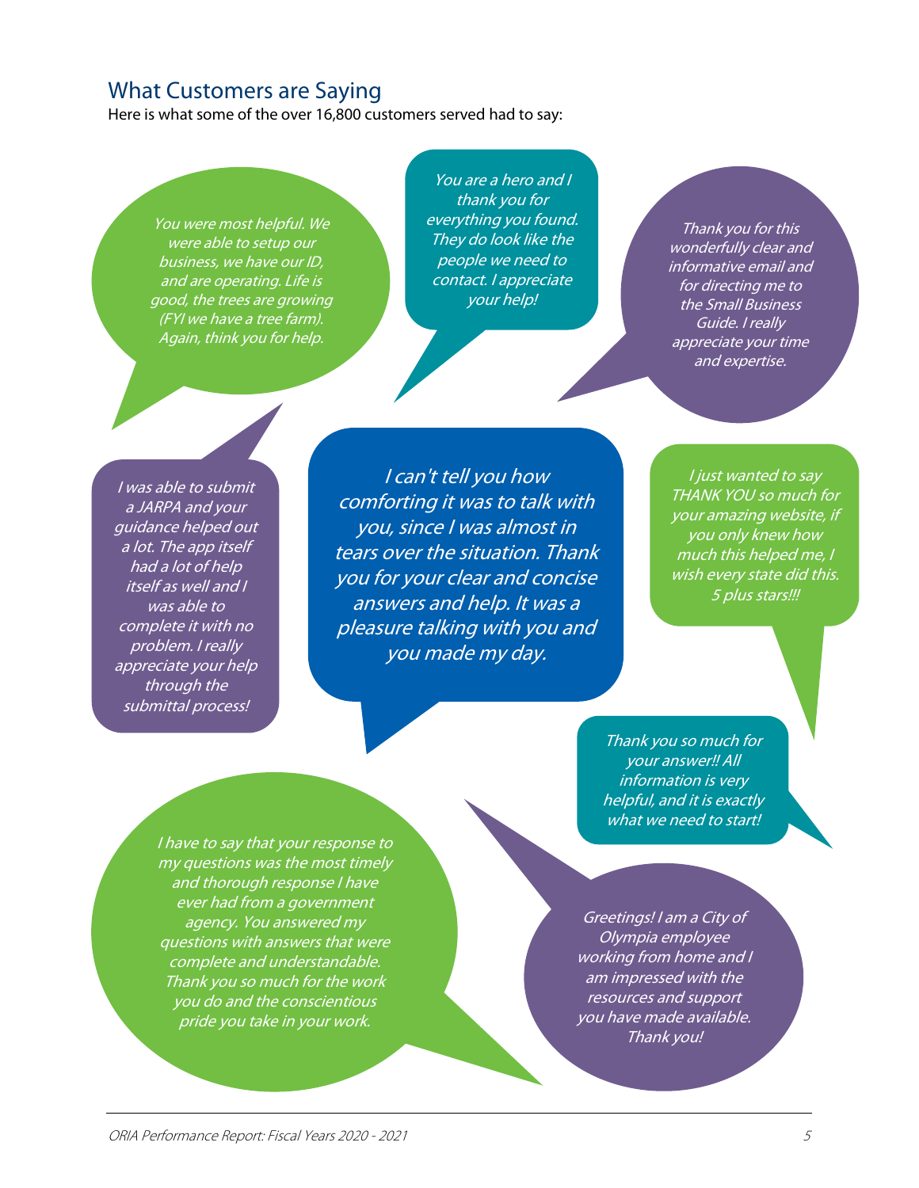## What Customers are Saying

Here is what some of the over 16,800 customers served had to say:

*You were most helpful. We were able to setup our business, we have our ID, and are operating. Life is good, the trees are growing (FYI we have a tree farm). Again, think you for help.*

*You are a hero and I thank you for everything you found. They do look like the people we need to contact. I appreciate your help!*

*Thank you for this wonderfully clear and informative email and for directing me to the Small Business Guide. I really appreciate your time and expertise.*

*I was able to submit a JARPA and your guidance helped out a lot. The app itself had a lot of help itself as well and I was able to complete it with no problem. I really appreciate your help through the submittal process!*

*I can't tell you how comforting it was to talk with you, since I was almost in tears over the situation. Thank you for your clear and concise answers and help. It was a pleasure talking with you and you made my day.*

*I just wanted to say THANK YOU so much for your amazing website, if you only knew how much this helped me, I wish every state did this. 5 plus stars!!!*

*Thank you so much for your answer!! All information is very helpful, and it is exactly what we need to start!*

*I have to say that your response to my questions was the most timely and thorough response I have ever had from a government agency. You answered my questions with answers that were complete and understandable. Thank you so much for the work you do and the conscientious pride you take in your work.*

*Greetings! I am a City of Olympia employee working from home and I am impressed with the resources and support you have made available. Thank you!*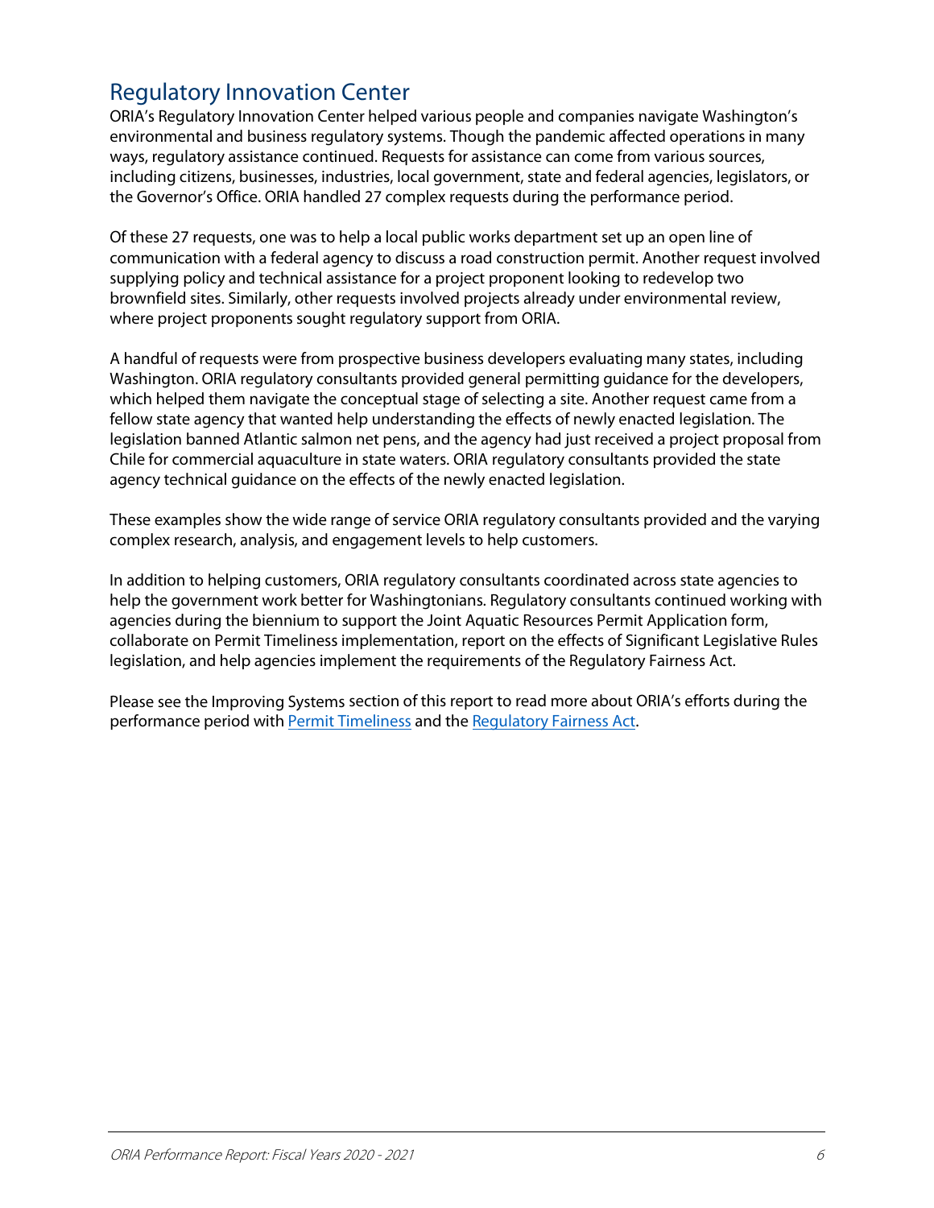## Regulatory Innovation Center

ORIA's Regulatory Innovation Center helped various people and companies navigate Washington's environmental and business regulatory systems. Though the pandemic affected operations in many ways, regulatory assistance continued. Requests for assistance can come from various sources, including citizens, businesses, industries, local government, state and federal agencies, legislators, or the Governor's Office. ORIA handled 27 complex requests during the performance period.

Of these 27 requests, one was to help a local public works department set up an open line of communication with a federal agency to discuss a road construction permit. Another request involved supplying policy and technical assistance for a project proponent looking to redevelop two brownfield sites. Similarly, other requests involved projects already under environmental review, where project proponents sought regulatory support from ORIA.

A handful of requests were from prospective business developers evaluating many states, including Washington. ORIA regulatory consultants provided general permitting guidance for the developers, which helped them navigate the conceptual stage of selecting a site. Another request came from a fellow state agency that wanted help understanding the effects of newly enacted legislation. The legislation banned Atlantic salmon net pens, and the agency had just received a project proposal from Chile for commercial aquaculture in state waters. ORIA regulatory consultants provided the state agency technical guidance on the effects of the newly enacted legislation.

These examples show the wide range of service ORIA regulatory consultants provided and the varying complex research, analysis, and engagement levels to help customers.

In addition to helping customers, ORIA regulatory consultants coordinated across state agencies to help the government work better for Washingtonians. Regulatory consultants continued working with agencies during the biennium to support the Joint Aquatic Resources Permit Application form, collaborate on Permit Timeliness implementation, report on the effects of Significant Legislative Rules legislation, and help agencies implement the requirements of the Regulatory Fairness Act.

Please see the Improving Systems section of this report to read more about ORIA's efforts during the performance period with Permit Timeliness and the Regulatory Fairness Act.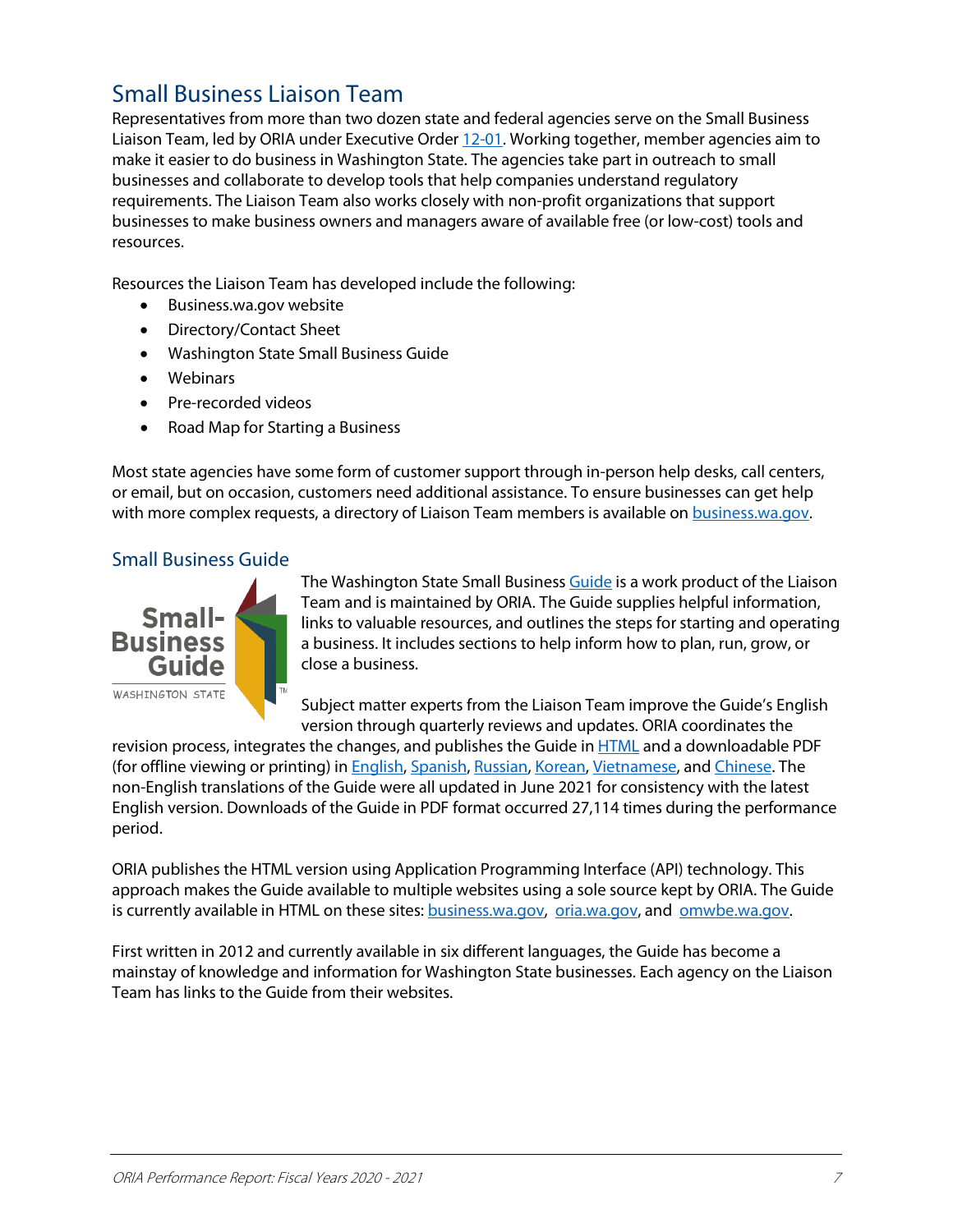## Small Business Liaison Team

Representatives from more than two dozen state and federal agencies serve on the Small Business Liaison Team, led by ORIA under Executive Order 12-01. Working together, member agencies aim to make it easier to do business in Washington State. The agencies take part in outreach to small businesses and collaborate to develop tools that help companies understand regulatory requirements. The Liaison Team also works closely with non-profit organizations that support businesses to make business owners and managers aware of available free (or low-cost) tools and resources.

Resources the Liaison Team has developed include the following:

- Business.wa.gov website
- Directory/Contact Sheet
- Washington State Small Business Guide
- Webinars
- Pre-recorded videos
- Road Map for Starting a Business

Most state agencies have some form of customer support through in-person help desks, call centers, or email, but on occasion, customers need additional assistance. To ensure businesses can get help with more complex requests, a directory of Liaison Team members is available on business.wa.gov.

### Small Business Guide

The Washington State Small Business Guide is a work product of the Liaison Team and is maintained by ORIA. The Guide supplies helpful information, links to valuable resources, and outlines the steps for starting and operating a business. It includes sections to help inform how to plan, run, grow, or close a business.

Subject matter experts from the Liaison Team improve the Guide's English version through quarterly reviews and updates. ORIA coordinates the revision process, integrates the changes, and publishes the Guide in HTML and a downloadable PDF (for offline viewing or printing) in English, Spanish, Russian, Korean, Vietnamese, and Chinese. The non-English translations of the Guide were all updated in June 2021 for consistency with the latest English version. Downloads of the Guide in PDF format occurred 27,114 times during the performance period.

ORIA publishes the HTML version using Application Programming Interface (API) technology. This approach makes the Guide available to multiple websites using a sole source kept by ORIA. The Guide is currently available in HTML on these sites: business.wa.gov, oria.wa.gov, and omwbe.wa.gov.

First written in 2012 and currently available in six different languages, the Guide has become a mainstay of knowledge and information for Washington State businesses. Each agency on the Liaison Team has links to the Guide from their websites.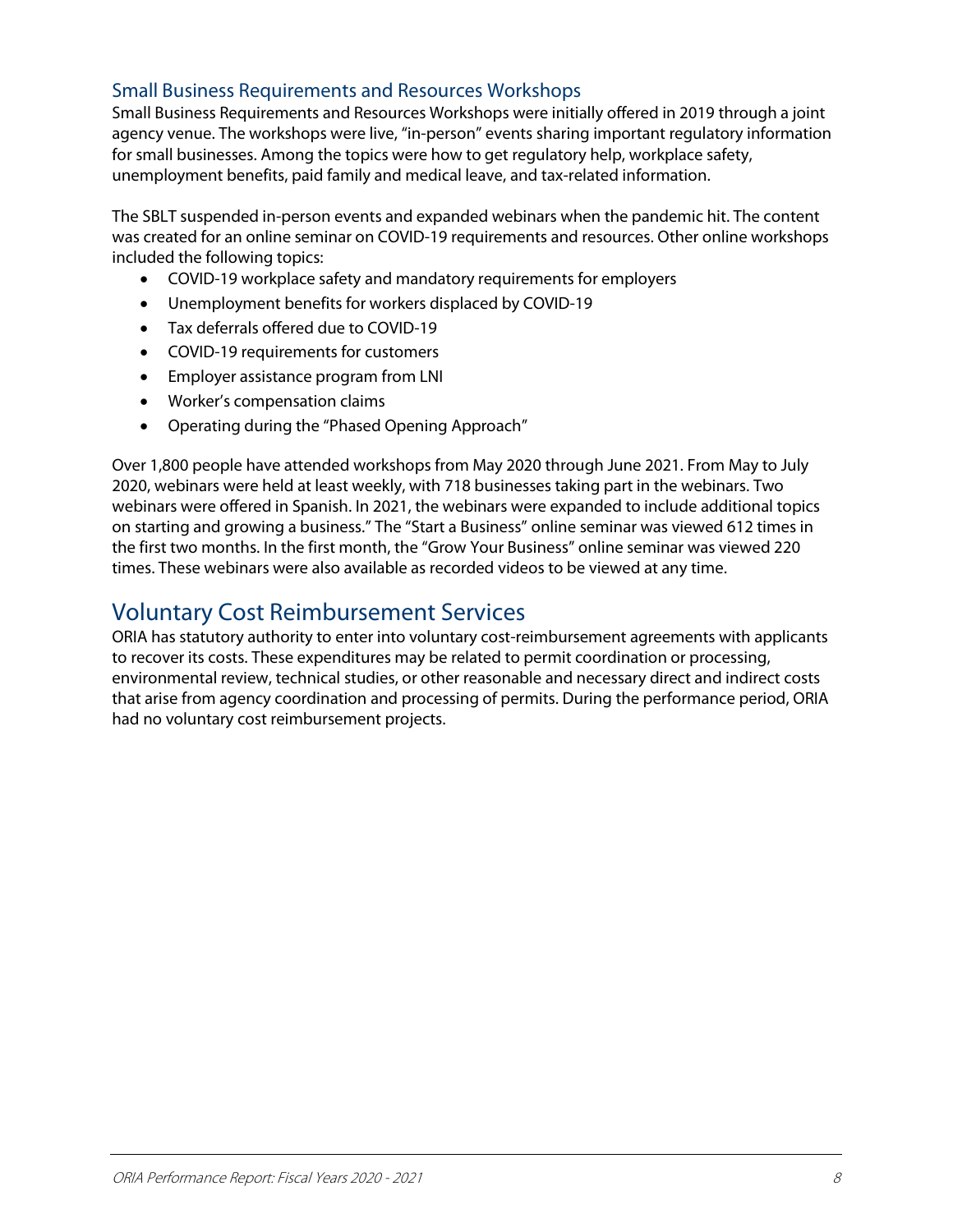### Small Business Requirements and Resources Workshops

Small Business Requirements and Resources Workshops were initially offered in 2019 through a joint agency venue. The workshops were live, "in-person" events sharing important regulatory information for small businesses. Among the topics were how to get regulatory help, workplace safety, unemployment benefits, paid family and medical leave, and tax-related information.

The SBLT suspended in-person events and expanded webinars when the pandemic hit. The content was created for an online seminar on COVID-19 requirements and resources. Other online workshops included the following topics:

- COVID-19 workplace safety and mandatory requirements for employers
- Unemployment benefits for workers displaced by COVID-19
- Tax deferrals offered due to COVID-19
- COVID-19 requirements for customers
- Employer assistance program from LNI
- Worker's compensation claims
- Operating during the "Phased Opening Approach"

Over 1,800 people have attended workshops from May 2020 through June 2021. From May to July 2020, webinars were held at least weekly, with 718 businesses taking part in the webinars. Two webinars were offered in Spanish. In 2021, the webinars were expanded to include additional topics on starting and growing a business." The "Start a Business" online seminar was viewed 612 times in the first two months. In the first month, the "Grow Your Business" online seminar was viewed 220 times. These webinars were also available as recorded videos to be viewed at any time.

## Voluntary Cost Reimbursement Services

ORIA has statutory authority to enter into voluntary cost-reimbursement agreements with applicants to recover its costs. These expenditures may be related to permit coordination or processing, environmental review, technical studies, or other reasonable and necessary direct and indirect costs that arise from agency coordination and processing of permits. During the performance period, ORIA had no voluntary cost reimbursement projects.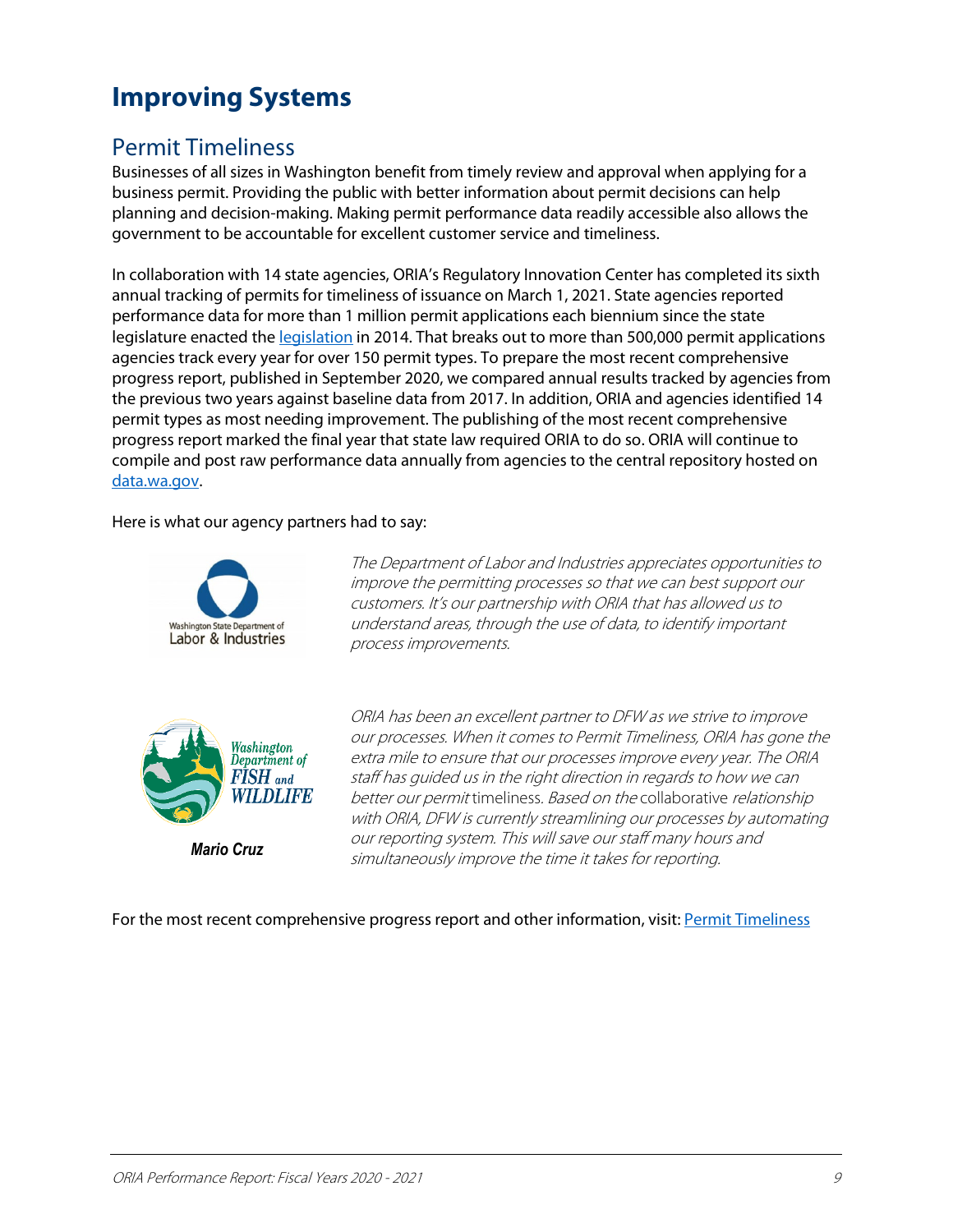# Improving Systems

## Permit Timeliness

Businesses of all sizes in Washington benefit from timely review and approval when applying for a business permit. Providing the public with better information about permit decisions can help planning and decision-making. Making permit performance data readily accessible also allows the government to be accountable for excellent customer service and timeliness.

In collaboration with 14 state agencies, ORIA's Regulatory Innovation Center has completed its sixth annual tracking of permits for timeliness of issuance on March 1, 2021. State agencies reported performance data for more than 1 million permit applications each biennium since the state legislature enacted the legislation in 2014. That breaks out to more than 500,000 permit applications agencies track every year for over 150 permit types. To prepare the most recent comprehensive progress report, published in September 2020, we compared annual results tracked by agencies from the previous two years against baseline data from 2017. In addition, ORIA and agencies identified 14 permit types as most needing improvement. The publishing of the most recent comprehensive progress report marked the final year that state law required ORIA to do so. ORIA will continue to compile and post raw performance data annually from agencies to the central repository hosted on data.wa.gov.

Here is what our agency partners had to say:

Washington State Department of Labor & Industries

*The Department of Labor and Industries appreciates opportunities to improve the permitting processes so that we can best support our customers. It's our partnership with ORIA that has allowed us to understand areas, through the use of data, to identify important process improvements.*

Washington Department of FISH and WILDLIFE

**Mario Cruz**

*ORIA has been an excellent partner to DFW as we strive to improve our processes. When it comes to Permit Timeliness, ORIA has gone the extra mile to ensure that our processes improve every year. The ORIA staff has guided us in the right direction in regards to how we can better our permit timeliness. Based on the collaborative relationship with ORIA, DFW is currently streamlining our processes by automating our reporting system. This will save our staff many hours and simultaneously improve the time it takes for reporting.*

For the most recent comprehensive progress report and other information, visit: Permit Timeliness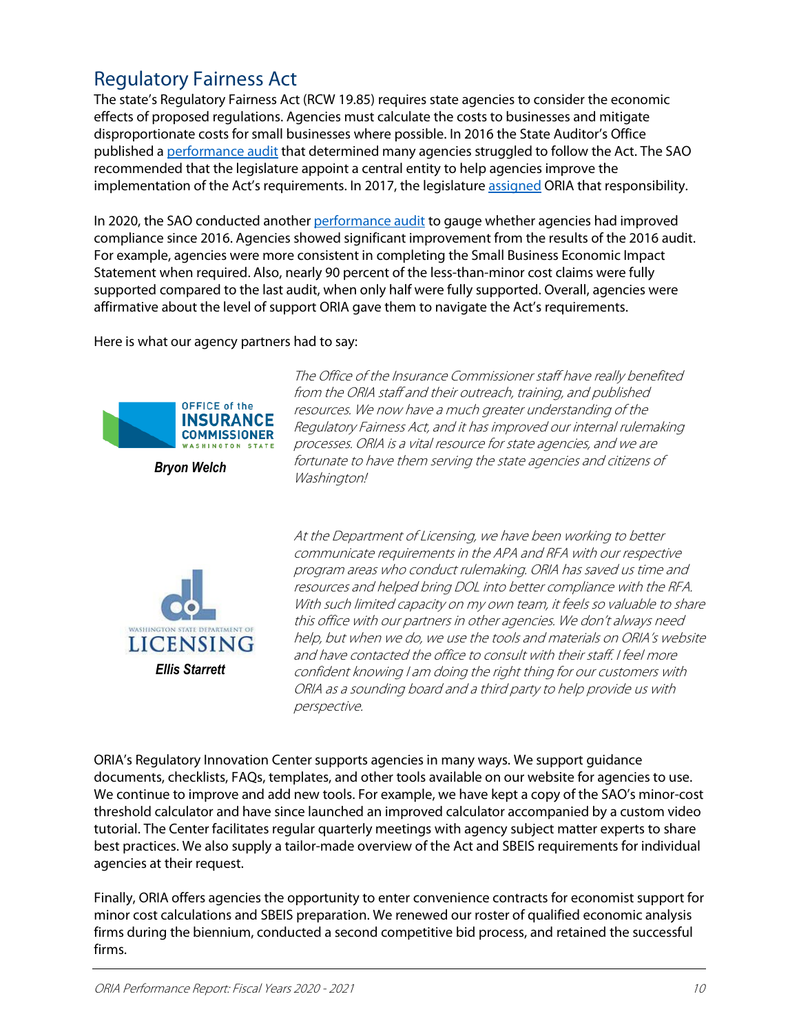## Regulatory Fairness Act

The state's Regulatory Fairness Act (RCW 19.85) requires state agencies to consider the economic effects of proposed regulations. Agencies must calculate the costs to businesses and mitigate disproportionate costs for small businesses where possible. In 2016 the State Auditor's Office published a performance audit that determined many agencies struggled to follow the Act. The SAO recommended that the legislature appoint a central entity to help agencies improve the implementation of the Act's requirements. In 2017, the legislature assigned ORIA that responsibility.

In 2020, the SAO conducted another performance audit to gauge whether agencies had improved compliance since 2016. Agencies showed significant improvement from the results of the 2016 audit. For example, agencies were more consistent in completing the Small Business Economic Impact Statement when required. Also, nearly 90 percent of the less-than-minor cost claims were fully supported compared to the last audit, when only half were fully supported. Overall, agencies were affirmative about the level of support ORIA gave them to navigate the Act's requirements.

Here is what our agency partners had to say:

OFFICE of the INSURANCE COMMISSIONER WASHINGTON STATE

***Bryon Welch***

*The Office of the Insurance Commissioner staff have really benefited from the ORIA staff and their outreach, training, and published resources. We now have a much greater understanding of the Regulatory Fairness Act, and it has improved our internal rulemaking processes. ORIA is a vital resource for state agencies, and we are fortunate to have them serving the state agencies and citizens of Washington!*

WASHINGTON STATE DEPARTMENT OF LICENSING

***Ellis Starrett***

*At the Department of Licensing, we have been working to better communicate requirements in the APA and RFA with our respective program areas who conduct rulemaking. ORIA has saved us time and resources and helped bring DOL into better compliance with the RFA. With such limited capacity on my own team, it feels so valuable to share this office with our partners in other agencies. We don't always need help, but when we do, we use the tools and materials on ORIA's website and have contacted the office to consult with their staff. I feel more confident knowing I am doing the right thing for our customers with ORIA as a sounding board and a third party to help provide us with perspective.*

ORIA's Regulatory Innovation Center supports agencies in many ways. We support guidance documents, checklists, FAQs, templates, and other tools available on our website for agencies to use. We continue to improve and add new tools. For example, we have kept a copy of the SAO's minor-cost threshold calculator and have since launched an improved calculator accompanied by a custom video tutorial. The Center facilitates regular quarterly meetings with agency subject matter experts to share best practices. We also supply a tailor-made overview of the Act and SBEIS requirements for individual agencies at their request.

Finally, ORIA offers agencies the opportunity to enter convenience contracts for economist support for minor cost calculations and SBEIS preparation. We renewed our roster of qualified economic analysis firms during the biennium, conducted a second competitive bid process, and retained the successful firms.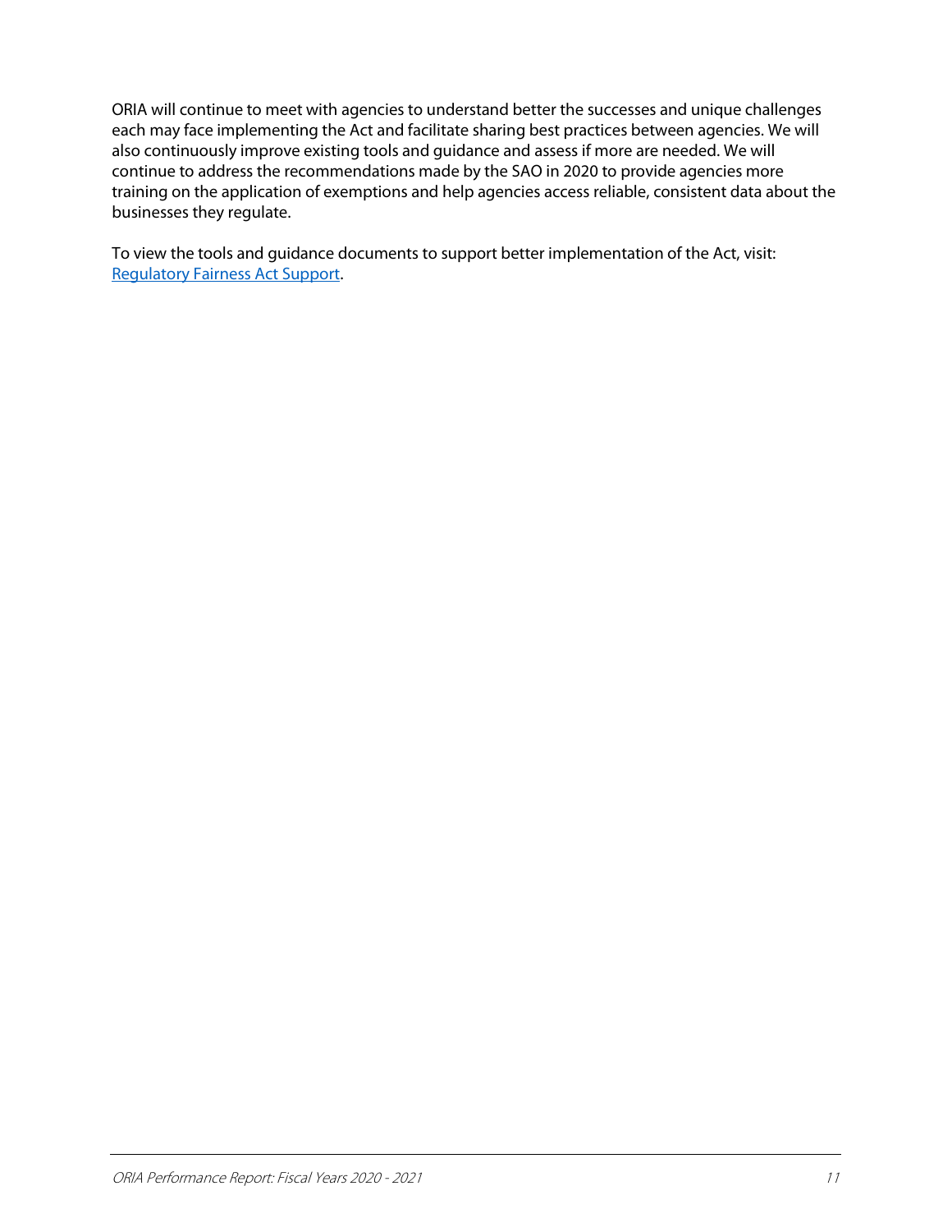ORIA will continue to meet with agencies to understand better the successes and unique challenges each may face implementing the Act and facilitate sharing best practices between agencies. We will also continuously improve existing tools and guidance and assess if more are needed. We will continue to address the recommendations made by the SAO in 2020 to provide agencies more training on the application of exemptions and help agencies access reliable, consistent data about the businesses they regulate.

To view the tools and guidance documents to support better implementation of the Act, visit: Regulatory Fairness Act Support.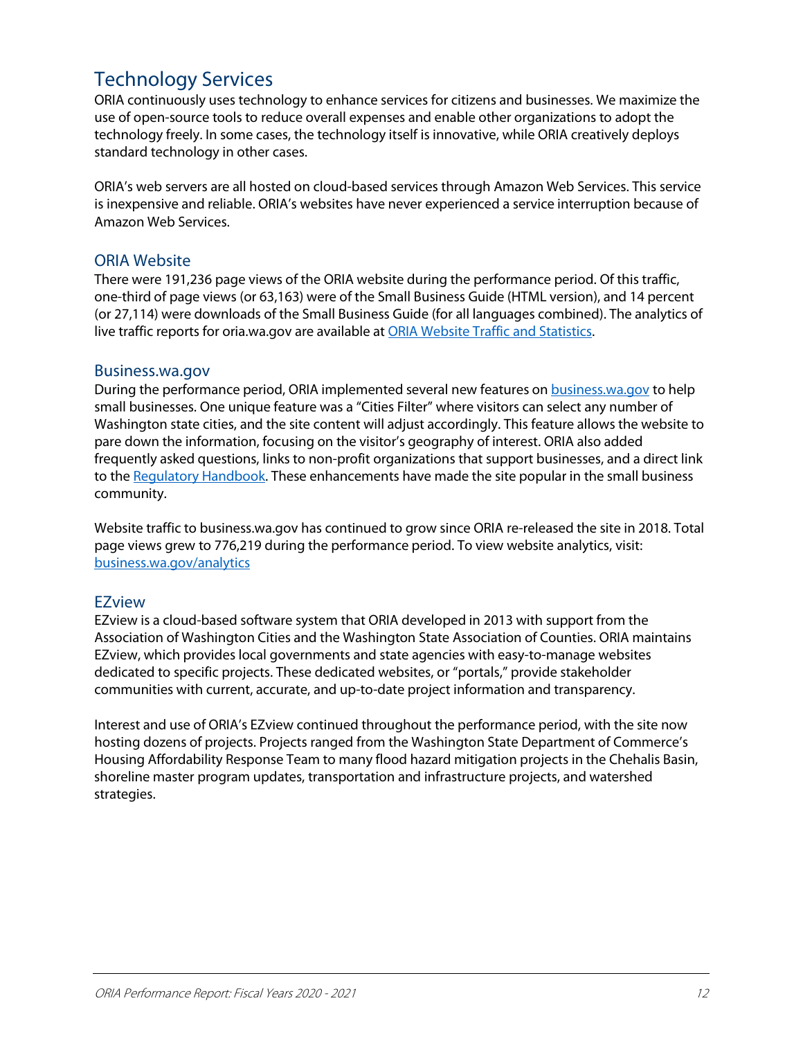## Technology Services

ORIA continuously uses technology to enhance services for citizens and businesses. We maximize the use of open-source tools to reduce overall expenses and enable other organizations to adopt the technology freely. In some cases, the technology itself is innovative, while ORIA creatively deploys standard technology in other cases.

ORIA's web servers are all hosted on cloud-based services through Amazon Web Services. This service is inexpensive and reliable. ORIA's websites have never experienced a service interruption because of Amazon Web Services.

### ORIA Website

There were 191,236 page views of the ORIA website during the performance period. Of this traffic, one-third of page views (or 63,163) were of the Small Business Guide (HTML version), and 14 percent (or 27,114) were downloads of the Small Business Guide (for all languages combined). The analytics of live traffic reports for oria.wa.gov are available at ORIA Website Traffic and Statistics.

### Business.wa.gov

During the performance period, ORIA implemented several new features on business.wa.gov to help small businesses. One unique feature was a "Cities Filter" where visitors can select any number of Washington state cities, and the site content will adjust accordingly. This feature allows the website to pare down the information, focusing on the visitor's geography of interest. ORIA also added frequently asked questions, links to non-profit organizations that support businesses, and a direct link to the Regulatory Handbook. These enhancements have made the site popular in the small business community.

Website traffic to business.wa.gov has continued to grow since ORIA re-released the site in 2018. Total page views grew to 776,219 during the performance period. To view website analytics, visit: business.wa.gov/analytics

### EZview

EZview is a cloud-based software system that ORIA developed in 2013 with support from the Association of Washington Cities and the Washington State Association of Counties. ORIA maintains EZview, which provides local governments and state agencies with easy-to-manage websites dedicated to specific projects. These dedicated websites, or "portals," provide stakeholder communities with current, accurate, and up-to-date project information and transparency.

Interest and use of ORIA's EZview continued throughout the performance period, with the site now hosting dozens of projects. Projects ranged from the Washington State Department of Commerce's Housing Affordability Response Team to many flood hazard mitigation projects in the Chehalis Basin, shoreline master program updates, transportation and infrastructure projects, and watershed strategies.